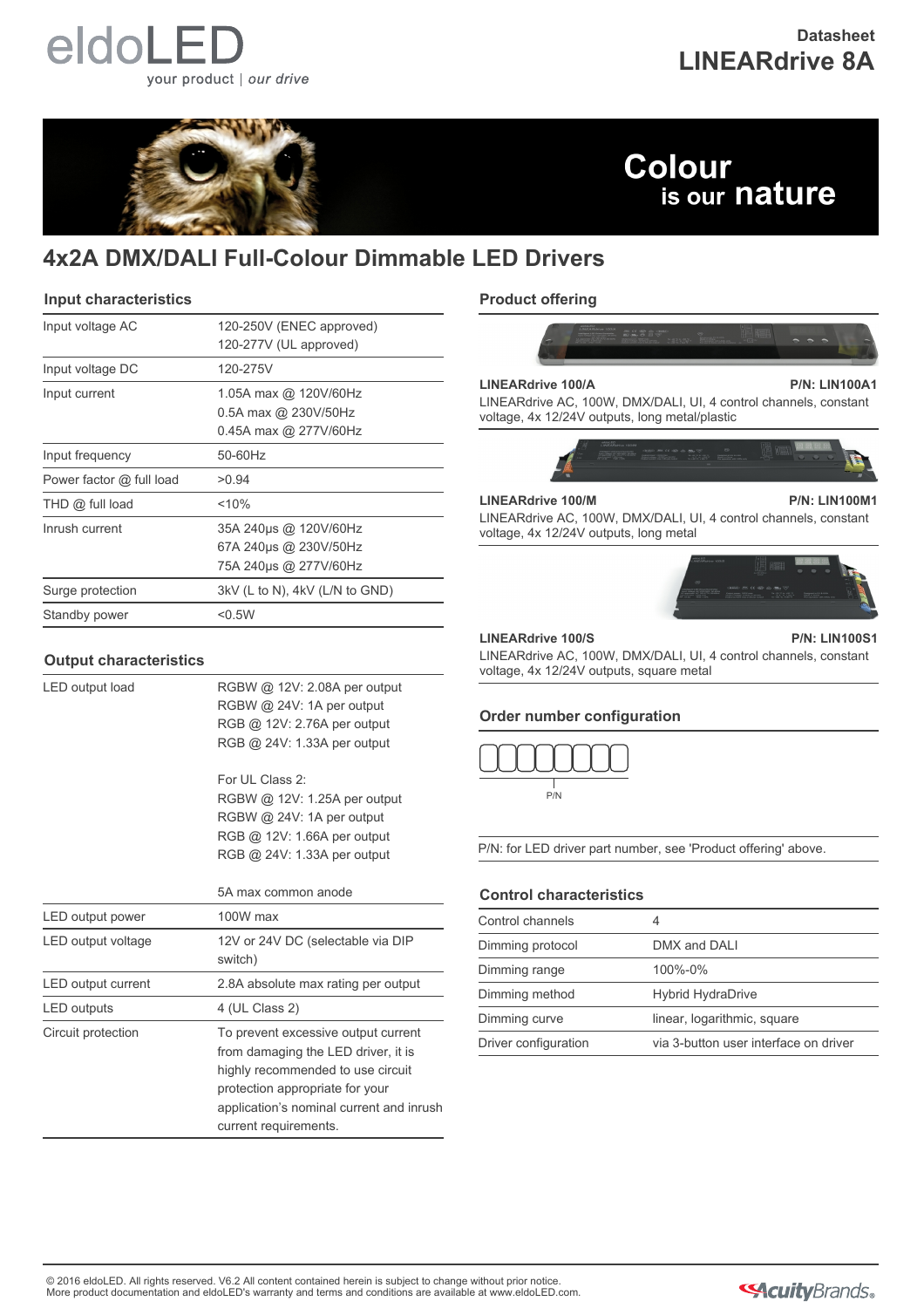eldoLED
your product | *our drive*

Datasheet
**LINEARdrive 8A**

Colour is our nature

# 4x2A DMX/DALI Full-Colour Dimmable LED Drivers

## Input characteristics

| | |
|---|---|
| Input voltage AC | 120-250V (ENEC approved)<br>120-277V (UL approved) |
| Input voltage DC | 120-275V |
| Input current | 1.05A max @ 120V/60Hz<br>0.5A max @ 230V/50Hz<br>0.45A max @ 277V/60Hz |
| Input frequency | 50-60Hz |
| Power factor @ full load | >0.94 |
| THD @ full load | <10% |
| Inrush current | 35A 240µs @ 120V/60Hz<br>67A 240µs @ 230V/50Hz<br>75A 240µs @ 277V/60Hz |
| Surge protection | 3kV (L to N), 4kV (L/N to GND) |
| Standby power | <0.5W |

## Output characteristics

| | |
|---|---|
| LED output load | RGBW @ 12V: 2.08A per output<br>RGBW @ 24V: 1A per output<br>RGB @ 12V: 2.76A per output<br>RGB @ 24V: 1.33A per output<br><br>For UL Class 2:<br>RGBW @ 12V: 1.25A per output<br>RGBW @ 24V: 1A per output<br>RGB @ 12V: 1.66A per output<br>RGB @ 24V: 1.33A per output<br><br>5A max common anode |
| LED output power | 100W max |
| LED output voltage | 12V or 24V DC (selectable via DIP switch) |
| LED output current | 2.8A absolute max rating per output |
| LED outputs | 4 (UL Class 2) |
| Circuit protection | To prevent excessive output current from damaging the LED driver, it is highly recommended to use circuit protection appropriate for your application's nominal current and inrush current requirements. |

## Product offering

**LINEARdrive 100/A** — **P/N: LIN100A1**
LINEARdrive AC, 100W, DMX/DALI, UI, 4 control channels, constant voltage, 4x 12/24V outputs, long metal/plastic

**LINEARdrive 100/M** — **P/N: LIN100M1**
LINEARdrive AC, 100W, DMX/DALI, UI, 4 control channels, constant voltage, 4x 12/24V outputs, long metal

**LINEARdrive 100/S** — **P/N: LIN100S1**
LINEARdrive AC, 100W, DMX/DALI, UI, 4 control channels, constant voltage, 4x 12/24V outputs, square metal

## Order number configuration

[ ][ ][ ][ ][ ][ ][ ][ ]
P/N

P/N: for LED driver part number, see 'Product offering' above.

## Control characteristics

| | |
|---|---|
| Control channels | 4 |
| Dimming protocol | DMX and DALI |
| Dimming range | 100%-0% |
| Dimming method | Hybrid HydraDrive |
| Dimming curve | linear, logarithmic, square |
| Driver configuration | via 3-button user interface on driver |

© 2016 eldoLED. All rights reserved. V6.2 All content contained herein is subject to change without prior notice.
More product documentation and eldoLED's warranty and terms and conditions are available at www.eldoLED.com.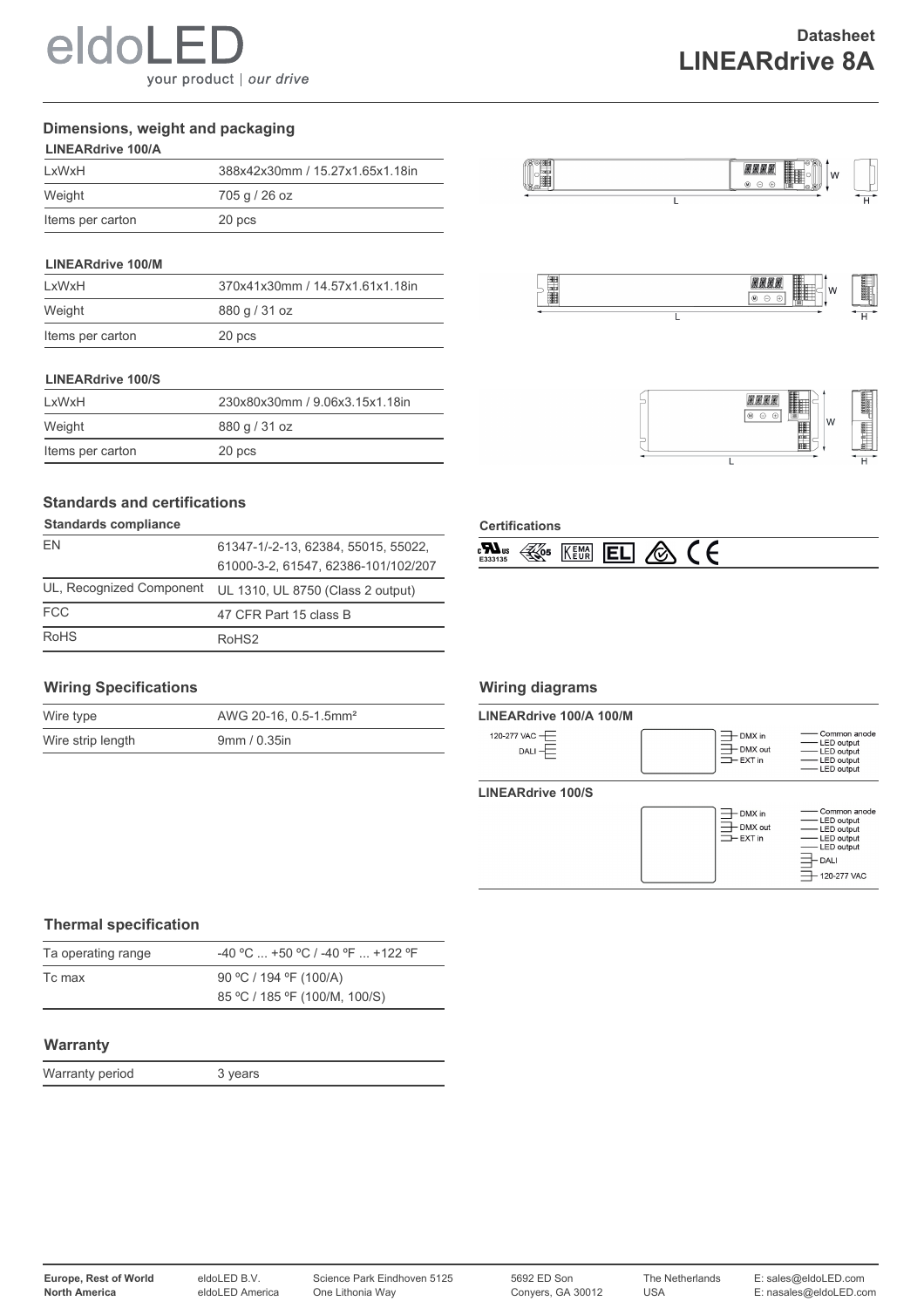## Dimensions, weight and packaging

**LINEARdrive 100/A**

| | |
|---|---|
| LxWxH | 388x42x30mm / 15.27x1.65x1.18in |
| Weight | 705 g / 26 oz |
| Items per carton | 20 pcs |

**LINEARdrive 100/M**

| | |
|---|---|
| LxWxH | 370x41x30mm / 14.57x1.61x1.18in |
| Weight | 880 g / 31 oz |
| Items per carton | 20 pcs |

**LINEARdrive 100/S**

| | |
|---|---|
| LxWxH | 230x80x30mm / 9.06x3.15x1.18in |
| Weight | 880 g / 31 oz |
| Items per carton | 20 pcs |

W

H

L

W

H

L

W

H

L

## Standards and certifications

**Standards compliance**

| | |
|---|---|
| EN | 61347-1/-2-13, 62384, 55015, 55022, 61000-3-2, 61547, 62386-101/102/207 |
| UL, Recognized Component | UL 1310, UL 8750 (Class 2 output) |
| FCC | 47 CFR Part 15 class B |
| RoHS | RoHS2 |

**Certifications**

c UL us E333135 · 05 · KEMA EUR · EL · CE

## Wiring Specifications

| | |
|---|---|
| Wire type | AWG 20-16, 0.5-1.5mm² |
| Wire strip length | 9mm / 0.35in |

## Wiring diagrams

**LINEARdrive 100/A 100/M**

120-277 VAC

DALI

DMX in

DMX out

EXT in

Common anode

LED output

LED output

LED output

LED output

**LINEARdrive 100/S**

DMX in

DMX out

EXT in

Common anode

LED output

LED output

LED output

LED output

DALI

120-277 VAC

## Thermal specification

| | |
|---|---|
| Ta operating range | -40 ºC ... +50 ºC / -40 ºF ... +122 ºF |
| Tc max | 90 ºC / 194 ºF (100/A)<br>85 ºC / 185 ºF (100/M, 100/S) |

## Warranty

| | |
|---|---|
| Warranty period | 3 years |

| | | | | | |
|---|---|---|---|---|---|
| **Europe, Rest of World** | eldoLED B.V. | Science Park Eindhoven 5125 | 5692 ED Son | The Netherlands | E: sales@eldoLED.com |
| **North America** | eldoLED America | One Lithonia Way | Conyers, GA 30012 | USA | E: nasales@eldoLED.com |